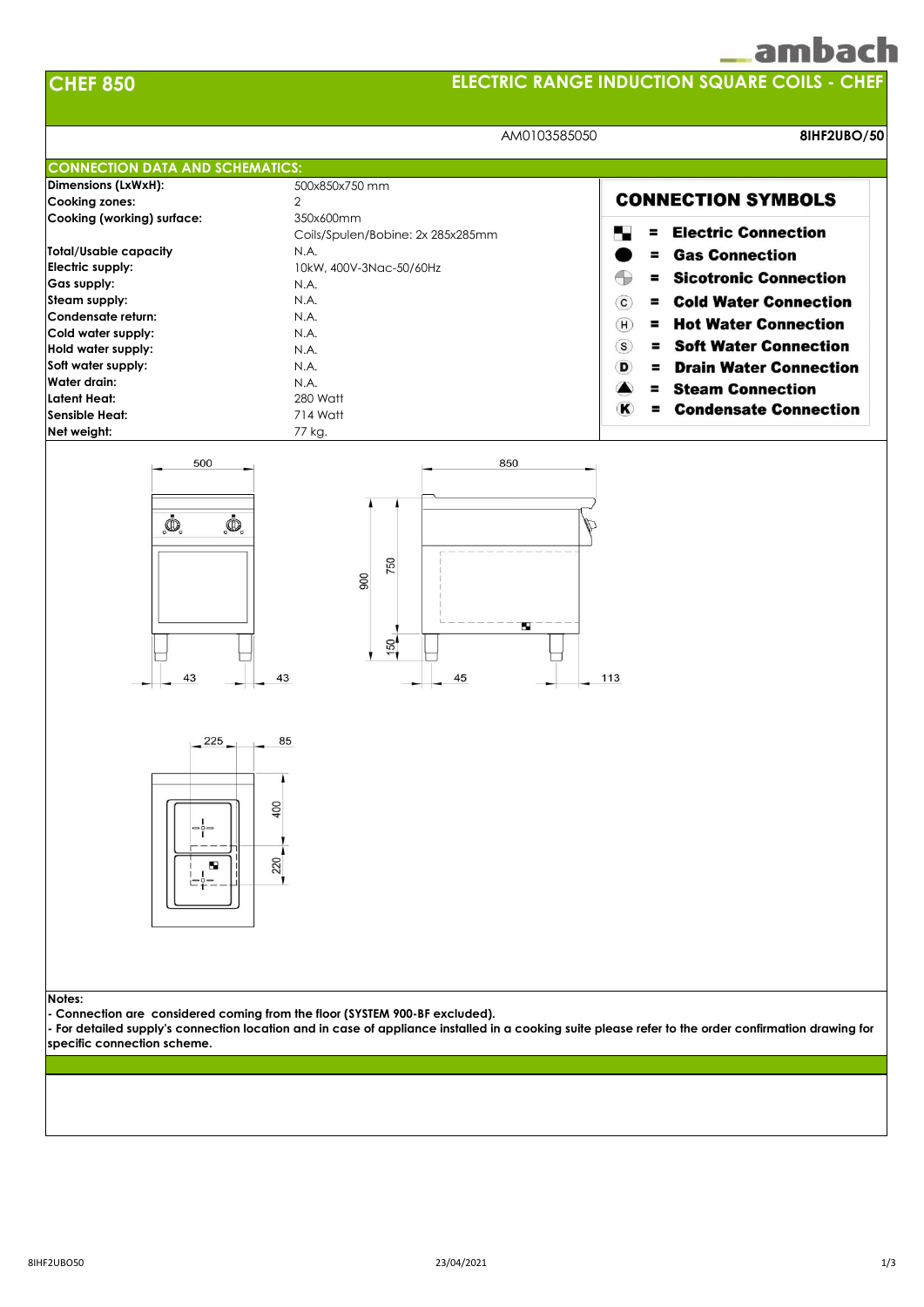# CHEF 850

## ELECTRIC RANGE INDUCTION SQUARE COILS - CHEF

AM0103585050 **8IHF2UBO/50**

## CONNECTION DATA AND SCHEMATICS:

| | |
|---|---|
| **Dimensions (LxWxH):** | 500x850x750 mm |
| **Cooking zones:** | 2 |
| **Cooking (working) surface:** | 350x600mm |
| | Coils/Spulen/Bobine: 2x 285x285mm |
| **Total/Usable capacity** | N.A. |
| **Electric supply:** | 10kW, 400V-3Nac-50/60Hz |
| **Gas supply:** | N.A. |
| **Steam supply:** | N.A. |
| **Condensate return:** | N.A. |
| **Cold water supply:** | N.A. |
| **Hold water supply:** | N.A. |
| **Soft water supply:** | N.A. |
| **Water drain:** | N.A. |
| **Latent Heat:** | 280 Watt |
| **Sensible Heat:** | 714 Watt |
| **Net weight:** | 77 kg. |

### CONNECTION SYMBOLS

- **= Electric Connection**
- **= Gas Connection**
- **= Sicotronic Connection**
- **(C) = Cold Water Connection**
- **(H) = Hot Water Connection**
- **(S) = Soft Water Connection**
- **(D) = Drain Water Connection**
- **= Steam Connection**
- **(K) = Condensate Connection**

500 — 43 — 43 — 850 — 900 — 750 — 150 — 45 — 113 — 225 — 85 — 400 — 220

**Notes:**

**- Connection are considered coming from the floor (SYSTEM 900-BF excluded).**

**- For detailed supply's connection location and in case of appliance installed in a cooking suite please refer to the order confirmation drawing for specific connection scheme.**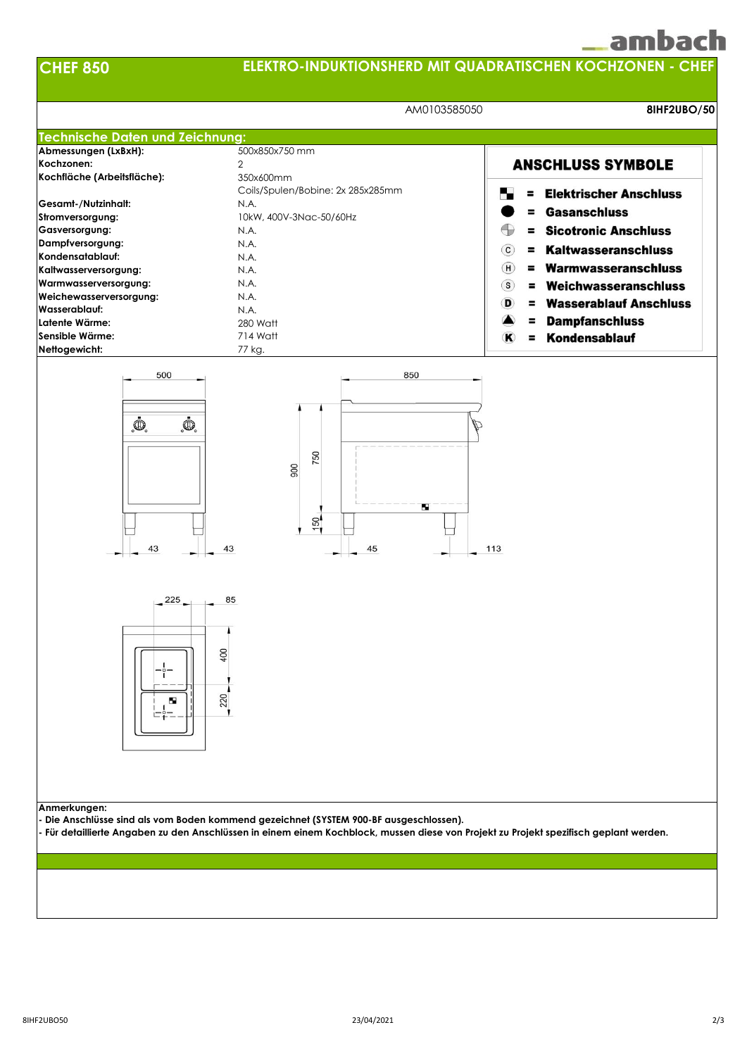# CHEF 850

## ELEKTRO-INDUKTIONSHERD MIT QUADRATISCHEN KOCHZONEN - CHEF

AM0103585050 **8IHF2UBO/50**

## Technische Daten und Zeichnung:

| | |
|---|---|
| **Abmessungen (LxBxH):** | 500x850x750 mm |
| **Kochzonen:** | 2 |
| **Kochfläche (Arbeitsfläche):** | 350x600mm<br>Coils/Spulen/Bobine: 2x 285x285mm |
| **Gesamt-/Nutzinhalt:** | N.A. |
| **Stromversorgung:** | 10kW, 400V-3Nac-50/60Hz |
| **Gasversorgung:** | N.A. |
| **Dampfversorgung:** | N.A. |
| **Kondensatablauf:** | N.A. |
| **Kaltwasserversorgung:** | N.A. |
| **Warmwasserversorgung:** | N.A. |
| **Weichewasserversorgung:** | N.A. |
| **Wasserablauf:** | N.A. |
| **Latente Wärme:** | 280 Watt |
| **Sensible Wärme:** | 714 Watt |
| **Nettogewicht:** | 77 kg. |

### ANSCHLUSS SYMBOLE

- = **Elektrischer Anschluss**
- = **Gasanschluss**
- = **Sicotronic Anschluss**
- C = **Kaltwasseranschluss**
- H = **Warmwasseranschluss**
- S = **Weichwasseranschluss**
- D = **Wasserablauf Anschluss**
- = **Dampfanschluss**
- K = **Kondensablauf**

500 · 850 · 900 · 750 · 150 · 43 · 43 · 45 · 113 · 225 · 85 · 400 · 220

**Anmerkungen:**

- **Die Anschlüsse sind als vom Boden kommend gezeichnet (SYSTEM 900-BF ausgeschlossen).**
- **Für detaillierte Angaben zu den Anschlüssen in einem einem Kochblock, mussen diese von Projekt zu Projekt spezifisch geplant werden.**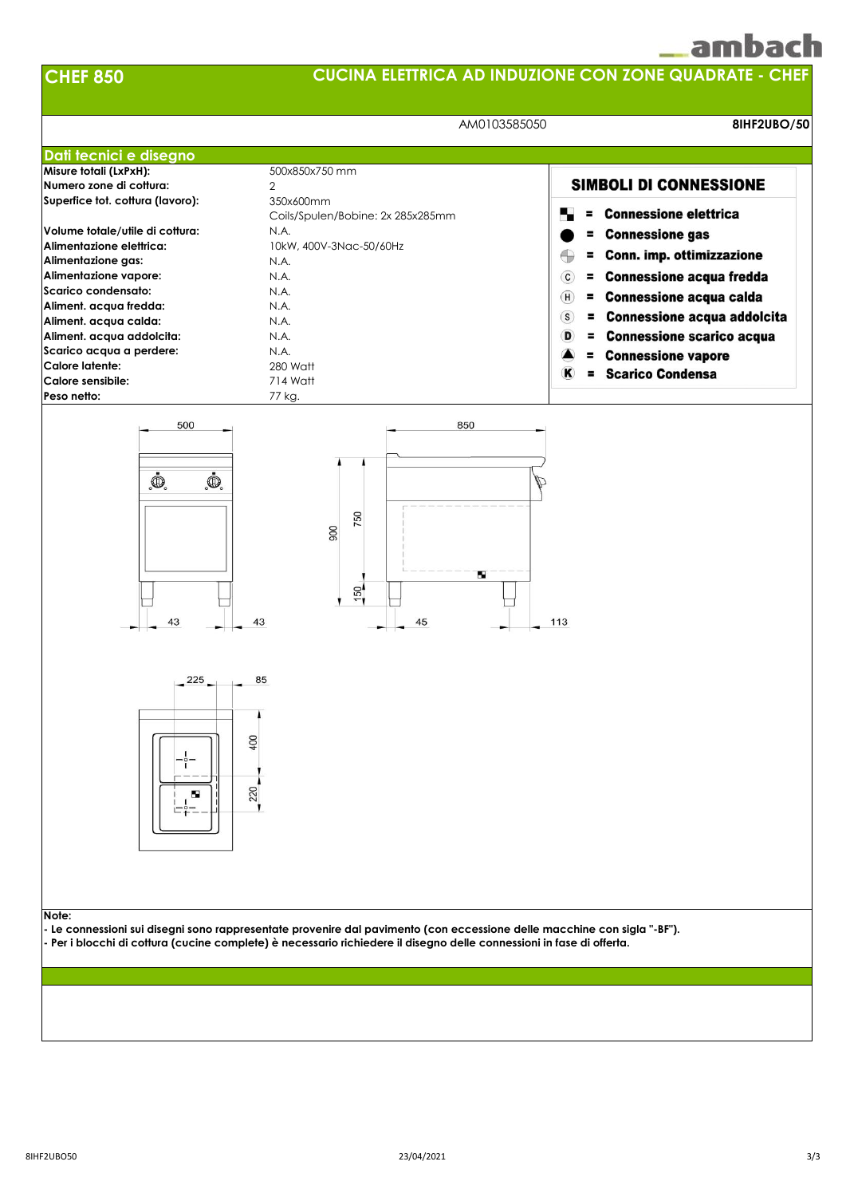# CHEF 850

## CUCINA ELETTRICA AD INDUZIONE CON ZONE QUADRATE - CHEF

AM0103585050 **8IHF2UBO/50**

## Dati tecnici e disegno

| | |
|---|---|
| **Misure totali (LxPxH):** | 500x850x750 mm |
| **Numero zone di cottura:** | 2 |
| **Superfice tot. cottura (lavoro):** | 350x600mm<br>Coils/Spulen/Bobine: 2x 285x285mm |
| **Volume totale/utile di cottura:** | N.A. |
| **Alimentazione elettrica:** | 10kW, 400V-3Nac-50/60Hz |
| **Alimentazione gas:** | N.A. |
| **Alimentazione vapore:** | N.A. |
| **Scarico condensato:** | N.A. |
| **Aliment. acqua fredda:** | N.A. |
| **Aliment. acqua calda:** | N.A. |
| **Aliment. acqua addolcita:** | N.A. |
| **Scarico acqua a perdere:** | N.A. |
| **Calore latente:** | 280 Watt |
| **Calore sensibile:** | 714 Watt |
| **Peso netto:** | 77 kg. |

### SIMBOLI DI CONNESSIONE

- ▚ = **Connessione elettrica**
- ● = **Connessione gas**
- ◐ = **Conn. imp. ottimizzazione**
- Ⓒ = **Connessione acqua fredda**
- Ⓗ = **Connessione acqua calda**
- Ⓢ = **Connessione acqua addolcita**
- Ⓓ = **Connessione scarico acqua**
- ▲ = **Connessione vapore**
- Ⓚ = **Scarico Condensa**

500

43 43

850

900 750 150

45 113

225 85

400 220

**Note:**
- **Le connessioni sui disegni sono rappresentate provenire dal pavimento (con eccessione delle macchine con sigla "-BF").**
- **Per i blocchi di cottura (cucine complete) è necessario richiedere il disegno delle connessioni in fase di offerta.**